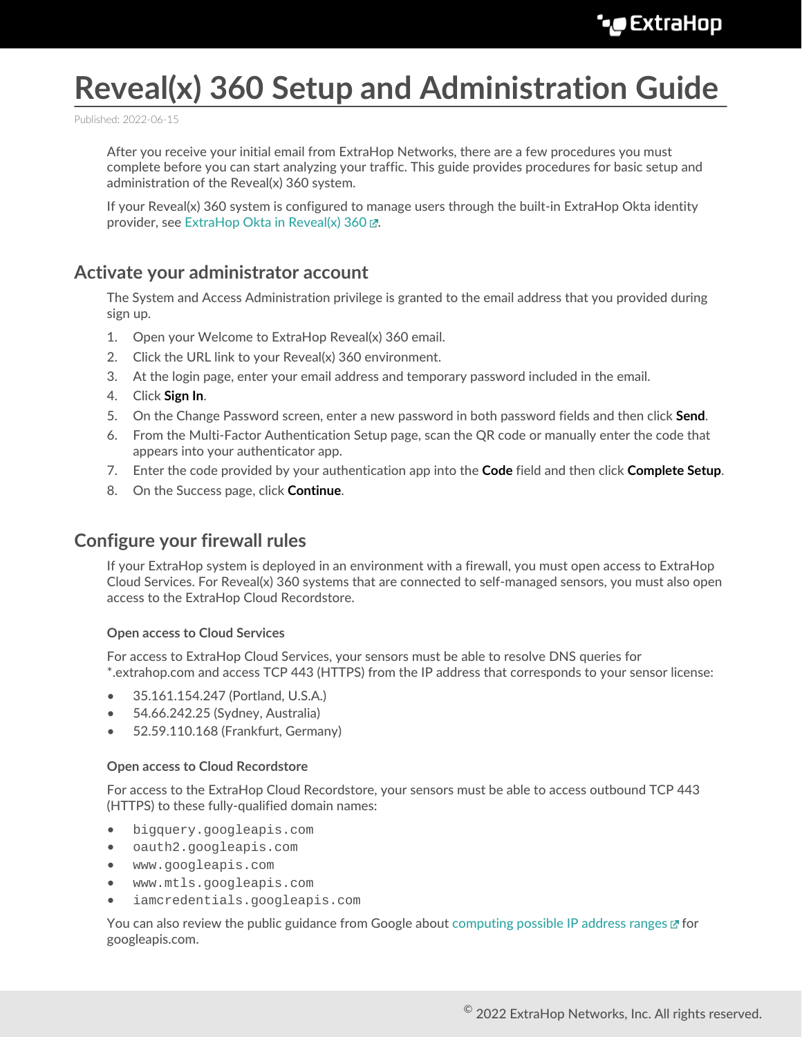# Reveal(x) 360 Setup and Administration Guide

Published: 2022-06-15

After you receive your initial email from ExtraHop Networks, there are a few procedures you must complete before you can start analyzing your traffic. This guide provides procedures for basic setup and administration of the Reveal(x) 360 system.

If your Reveal(x) 360 system is configured to manage users through the built-in ExtraHop Okta identity provider, see ExtraHop Okta in Reveal(x) 360.

## Activate your administrator account

The System and Access Administration privilege is granted to the email address that you provided during sign up.

1. Open your Welcome to ExtraHop Reveal(x) 360 email.
2. Click the URL link to your Reveal(x) 360 environment.
3. At the login page, enter your email address and temporary password included in the email.
4. Click **Sign In**.
5. On the Change Password screen, enter a new password in both password fields and then click **Send**.
6. From the Multi-Factor Authentication Setup page, scan the QR code or manually enter the code that appears into your authenticator app.
7. Enter the code provided by your authentication app into the **Code** field and then click **Complete Setup**.
8. On the Success page, click **Continue**.

## Configure your firewall rules

If your ExtraHop system is deployed in an environment with a firewall, you must open access to ExtraHop Cloud Services. For Reveal(x) 360 systems that are connected to self-managed sensors, you must also open access to the ExtraHop Cloud Recordstore.

### Open access to Cloud Services

For access to ExtraHop Cloud Services, your sensors must be able to resolve DNS queries for *.extrahop.com and access TCP 443 (HTTPS) from the IP address that corresponds to your sensor license:

- 35.161.154.247 (Portland, U.S.A.)
- 54.66.242.25 (Sydney, Australia)
- 52.59.110.168 (Frankfurt, Germany)

### Open access to Cloud Recordstore

For access to the ExtraHop Cloud Recordstore, your sensors must be able to access outbound TCP 443 (HTTPS) to these fully-qualified domain names:

- `bigquery.googleapis.com`
- `oauth2.googleapis.com`
- `www.googleapis.com`
- `www.mtls.googleapis.com`
- `iamcredentials.googleapis.com`

You can also review the public guidance from Google about computing possible IP address ranges for googleapis.com.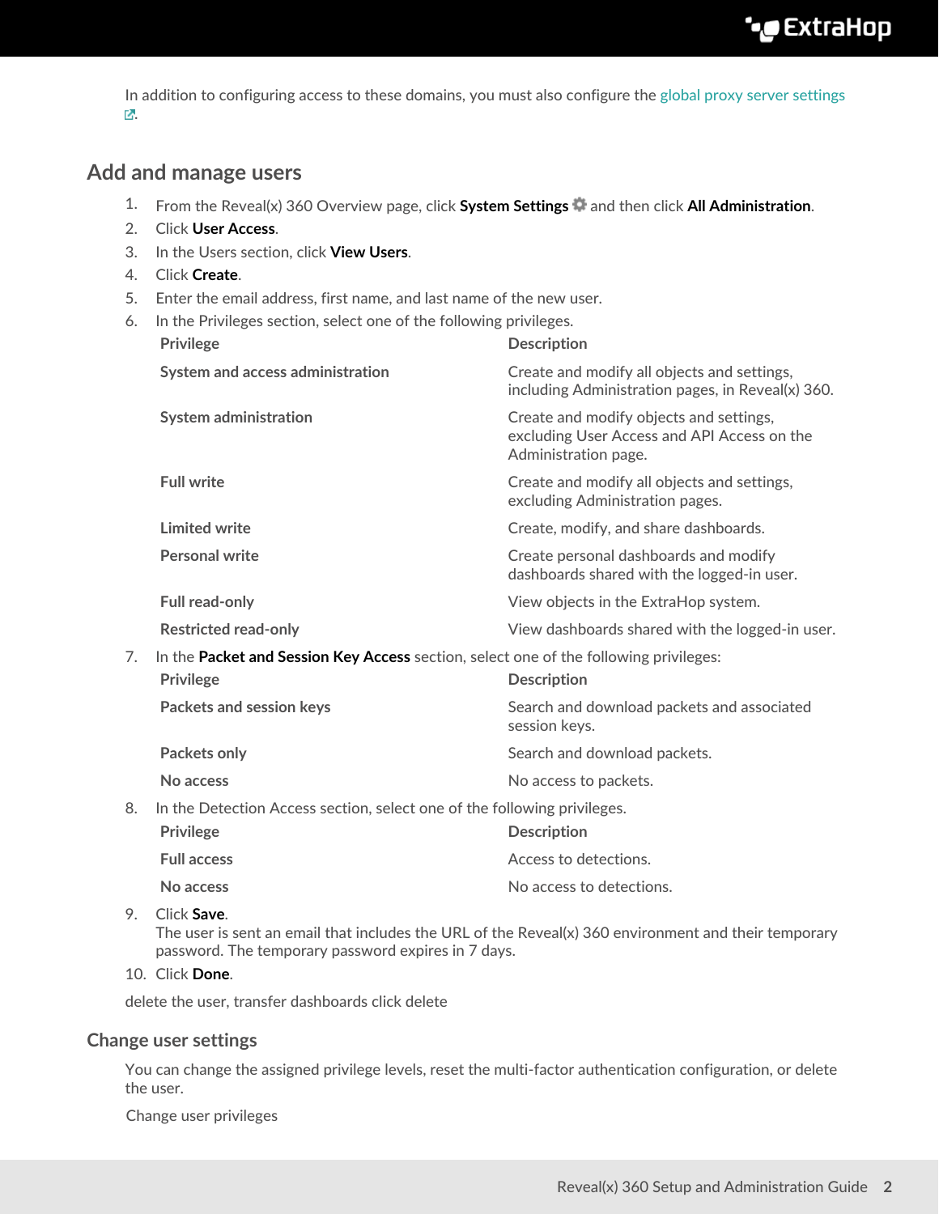In addition to configuring access to these domains, you must also configure the global proxy server settings.

## Add and manage users

1. From the Reveal(x) 360 Overview page, click **System Settings** and then click **All Administration**.
2. Click **User Access**.
3. In the Users section, click **View Users**.
4. Click **Create**.
5. Enter the email address, first name, and last name of the new user.
6. In the Privileges section, select one of the following privileges.

| Privilege | Description |
|---|---|
| **System and access administration** | Create and modify all objects and settings, including Administration pages, in Reveal(x) 360. |
| **System administration** | Create and modify objects and settings, excluding User Access and API Access on the Administration page. |
| **Full write** | Create and modify all objects and settings, excluding Administration pages. |
| **Limited write** | Create, modify, and share dashboards. |
| **Personal write** | Create personal dashboards and modify dashboards shared with the logged-in user. |
| **Full read-only** | View objects in the ExtraHop system. |
| **Restricted read-only** | View dashboards shared with the logged-in user. |

7. In the **Packet and Session Key Access** section, select one of the following privileges:

| Privilege | Description |
|---|---|
| **Packets and session keys** | Search and download packets and associated session keys. |
| **Packets only** | Search and download packets. |
| **No access** | No access to packets. |

8. In the Detection Access section, select one of the following privileges.

| Privilege | Description |
|---|---|
| **Full access** | Access to detections. |
| **No access** | No access to detections. |

9. Click **Save**.
   The user is sent an email that includes the URL of the Reveal(x) 360 environment and their temporary password. The temporary password expires in 7 days.
10. Click **Done**.

delete the user, transfer dashboards click delete

### Change user settings

You can change the assigned privilege levels, reset the multi-factor authentication configuration, or delete the user.

Change user privileges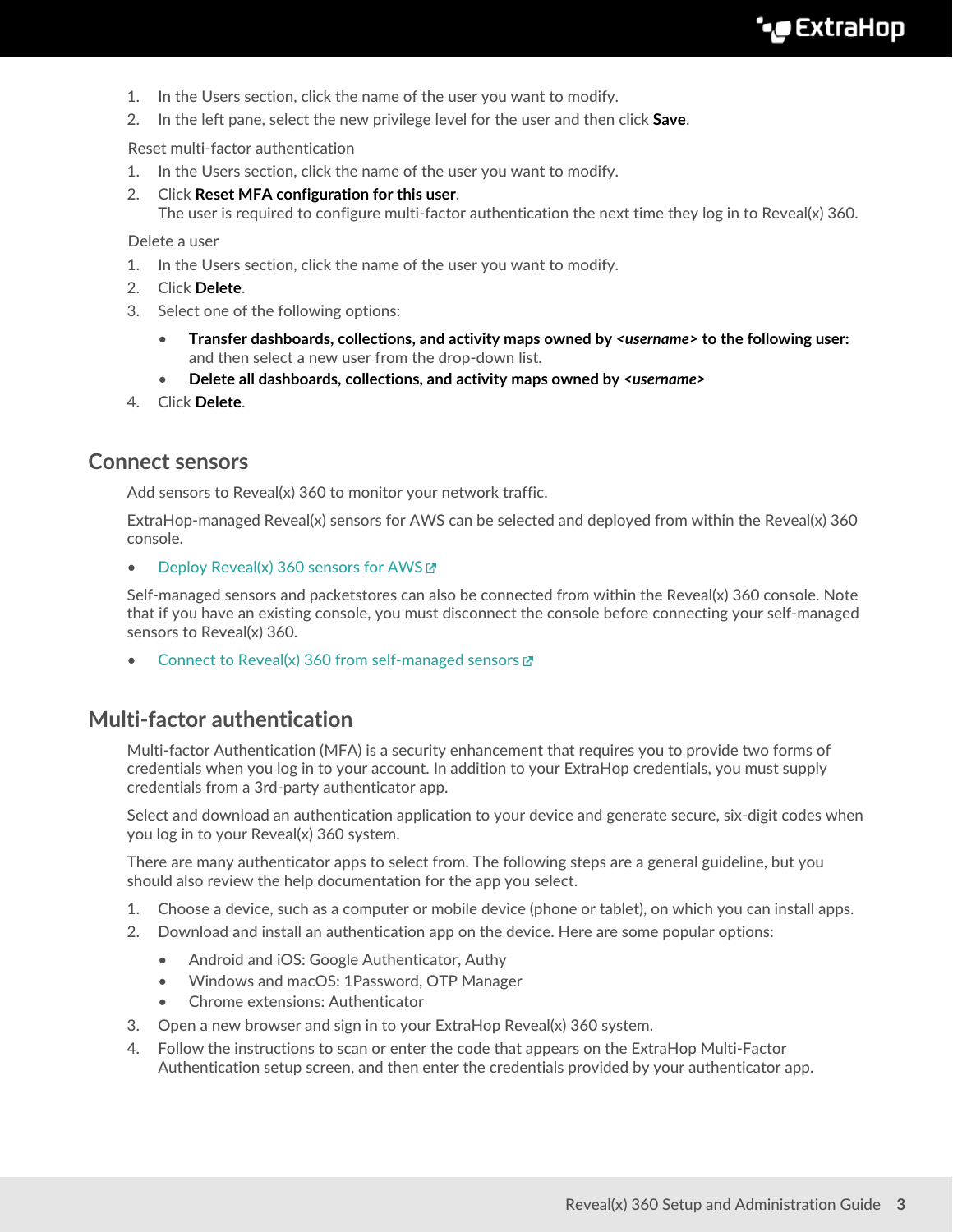1. In the Users section, click the name of the user you want to modify.
2. In the left pane, select the new privilege level for the user and then click **Save**.

Reset multi-factor authentication

1. In the Users section, click the name of the user you want to modify.
2. Click **Reset MFA configuration for this user**.
   The user is required to configure multi-factor authentication the next time they log in to Reveal(x) 360.

Delete a user

1. In the Users section, click the name of the user you want to modify.
2. Click **Delete**.
3. Select one of the following options:
   - **Transfer dashboards, collections, and activity maps owned by *<username>* to the following user:** and then select a new user from the drop-down list.
   - **Delete all dashboards, collections, and activity maps owned by *<username>***
4. Click **Delete**.

## Connect sensors

Add sensors to Reveal(x) 360 to monitor your network traffic.

ExtraHop-managed Reveal(x) sensors for AWS can be selected and deployed from within the Reveal(x) 360 console.

- Deploy Reveal(x) 360 sensors for AWS

Self-managed sensors and packetstores can also be connected from within the Reveal(x) 360 console. Note that if you have an existing console, you must disconnect the console before connecting your self-managed sensors to Reveal(x) 360.

- Connect to Reveal(x) 360 from self-managed sensors

## Multi-factor authentication

Multi-factor Authentication (MFA) is a security enhancement that requires you to provide two forms of credentials when you log in to your account. In addition to your ExtraHop credentials, you must supply credentials from a 3rd-party authenticator app.

Select and download an authentication application to your device and generate secure, six-digit codes when you log in to your Reveal(x) 360 system.

There are many authenticator apps to select from. The following steps are a general guideline, but you should also review the help documentation for the app you select.

1. Choose a device, such as a computer or mobile device (phone or tablet), on which you can install apps.
2. Download and install an authentication app on the device. Here are some popular options:
   - Android and iOS: Google Authenticator, Authy
   - Windows and macOS: 1Password, OTP Manager
   - Chrome extensions: Authenticator
3. Open a new browser and sign in to your ExtraHop Reveal(x) 360 system.
4. Follow the instructions to scan or enter the code that appears on the ExtraHop Multi-Factor Authentication setup screen, and then enter the credentials provided by your authenticator app.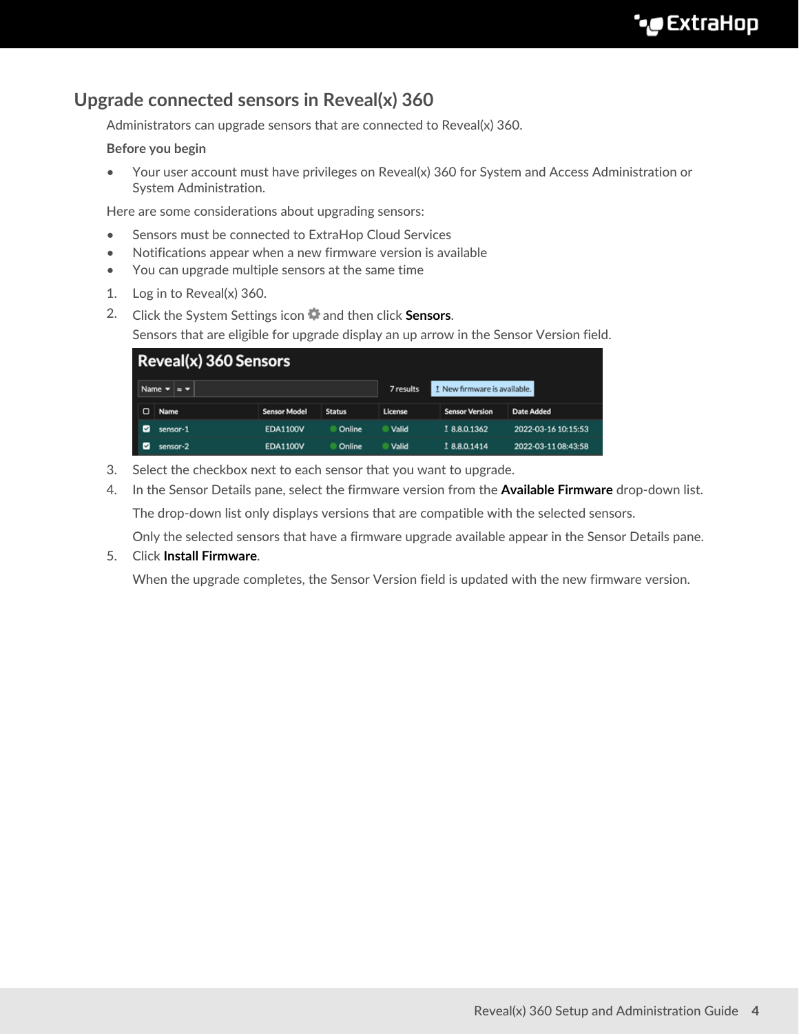## Upgrade connected sensors in Reveal(x) 360

Administrators can upgrade sensors that are connected to Reveal(x) 360.

**Before you begin**

- Your user account must have privileges on Reveal(x) 360 for System and Access Administration or System Administration.

Here are some considerations about upgrading sensors:

- Sensors must be connected to ExtraHop Cloud Services
- Notifications appear when a new firmware version is available
- You can upgrade multiple sensors at the same time

1. Log in to Reveal(x) 360.
2. Click the System Settings icon and then click **Sensors**.

   Sensors that are eligible for upgrade display an up arrow in the Sensor Version field.

   Reveal(x) 360 Sensors

   7 results    New firmware is available.

   | | Name | Sensor Model | Status | License | Sensor Version | Date Added |
   |---|---|---|---|---|---|---|
   | ☑ | sensor-1 | EDA1100V | Online | Valid | 8.8.0.1362 | 2022-03-16 10:15:53 |
   | ☑ | sensor-2 | EDA1100V | Online | Valid | 8.8.0.1414 | 2022-03-11 08:43:58 |

3. Select the checkbox next to each sensor that you want to upgrade.
4. In the Sensor Details pane, select the firmware version from the **Available Firmware** drop-down list.

   The drop-down list only displays versions that are compatible with the selected sensors.

   Only the selected sensors that have a firmware upgrade available appear in the Sensor Details pane.
5. Click **Install Firmware**.

   When the upgrade completes, the Sensor Version field is updated with the new firmware version.